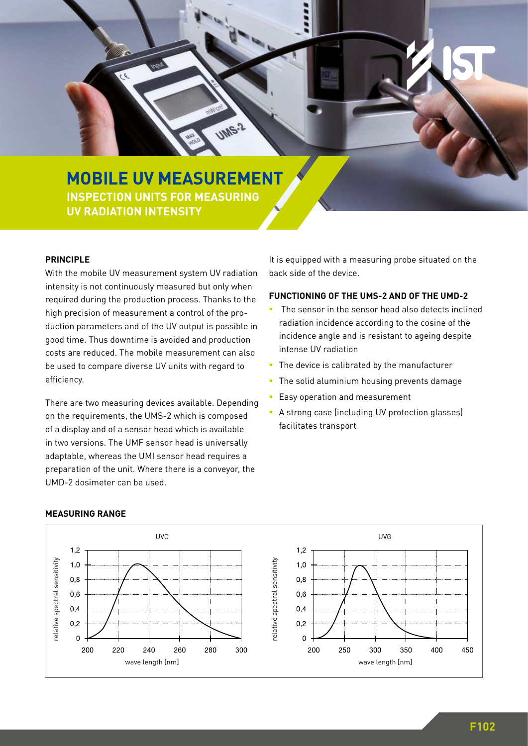# MOBILE UV MEASUREMENT

## INSPECTION UNITS FOR MEASURING UV RADIATION INTENSITY

### PRINCIPLE

With the mobile UV measurement system UV radiation intensity is not continuously measured but only when required during the production process. Thanks to the high precision of measurement a control of the production parameters and of the UV output is possible in good time. Thus downtime is avoided and production costs are reduced. The mobile measurement can also be used to compare diverse UV units with regard to efficiency.

There are two measuring devices available. Depending on the requirements, the UMS-2 which is composed of a display and of a sensor head which is available in two versions. The UMF sensor head is universally adaptable, whereas the UMI sensor head requires a preparation of the unit. Where there is a conveyor, the UMD-2 dosimeter can be used. It is equipped with a measuring probe situated on the back side of the device.

### FUNCTIONING OF THE UMS-2 AND OF THE UMD-2

- The sensor in the sensor head also detects inclined radiation incidence according to the cosine of the incidence angle and is resistant to ageing despite intense UV radiation
- The device is calibrated by the manufacturer
- The solid aluminium housing prevents damage
- Easy operation and measurement
- A strong case (including UV protection glasses) facilitates transport

### MEASURING RANGE

UVC

UVG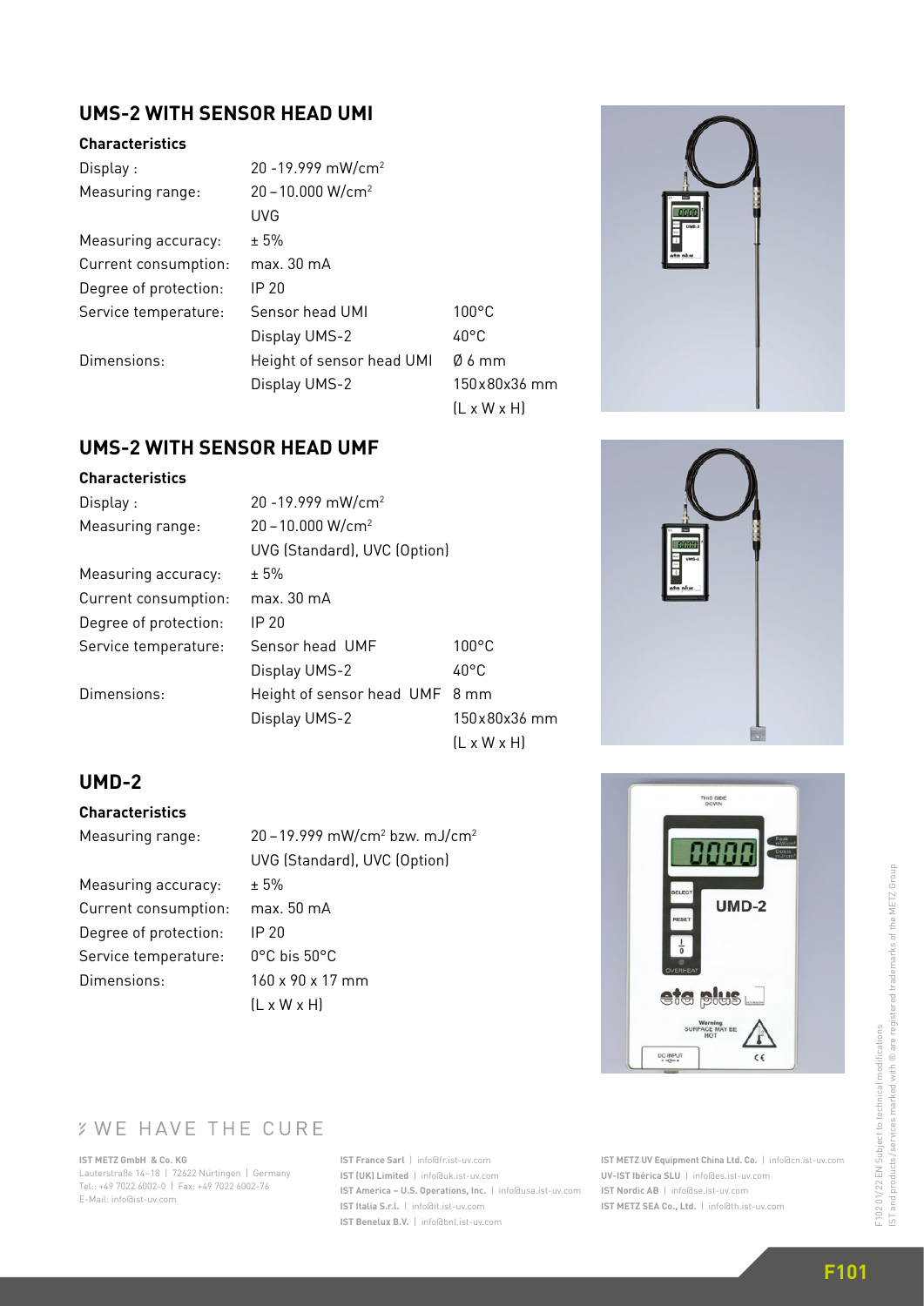## UMS-2 WITH SENSOR HEAD UMI

### Characteristics

| | | |
|---|---|---|
| Display : | 20 -19.999 mW/cm² | |
| Measuring range: | 20 – 10.000 W/cm² | |
| | UVG | |
| Measuring accuracy: | ± 5% | |
| Current consumption: | max. 30 mA | |
| Degree of protection: | IP 20 | |
| Service temperature: | Sensor head UMI | 100°C |
| | Display UMS-2 | 40°C |
| Dimensions: | Height of sensor head UMI | Ø 6 mm |
| | Display UMS-2 | 150x80x36 mm |
| | | (L x W x H) |

## UMS-2 WITH SENSOR HEAD UMF

### Characteristics

| | | |
|---|---|---|
| Display : | 20 -19.999 mW/cm² | |
| Measuring range: | 20 – 10.000 W/cm² | |
| | UVG (Standard), UVC (Option) | |
| Measuring accuracy: | ± 5% | |
| Current consumption: | max. 30 mA | |
| Degree of protection: | IP 20 | |
| Service temperature: | Sensor head UMF | 100°C |
| | Display UMS-2 | 40°C |
| Dimensions: | Height of sensor head UMF | 8 mm |
| | Display UMS-2 | 150x80x36 mm |
| | | (L x W x H) |

## UMD-2

### Characteristics

| | |
|---|---|
| Measuring range: | 20 – 19.999 mW/cm² bzw. mJ/cm² |
| | UVG (Standard), UVC (Option) |
| Measuring accuracy: | ± 5% |
| Current consumption: | max. 50 mA |
| Degree of protection: | IP 20 |
| Service temperature: | 0°C bis 50°C |
| Dimensions: | 160 x 90 x 17 mm |
| | (L x W x H) |

WE HAVE THE CURE

**IST METZ GmbH & Co. KG**
Lauterstraße 14–18 | 72622 Nürtingen | Germany
Tel.: +49 7022 6002-0 | Fax: +49 7022 6002-76
E-Mail: info@ist-uv.com

**IST France Sarl** | info@fr.ist-uv.com
**IST (UK) Limited** | info@uk.ist-uv.com
**IST America – U.S. Operations, Inc.** | info@usa.ist-uv.com
**IST Italia S.r.l.** | info@it.ist-uv.com
**IST Benelux B.V.** | info@bnl.ist-uv.com

**IST METZ UV Equipment China Ltd. Co.** | info@cn.ist-uv.com
**UV-IST Ibérica SLU** | info@es.ist-uv.com
**IST Nordic AB** | info@se.ist-uv.com
**IST METZ SEA Co., Ltd.** | info@th.ist-uv.com

F 102 01/22 EN Subject to technical modifications
IST and products/services marked with ® are registered trademarks of the METZ Group

F101